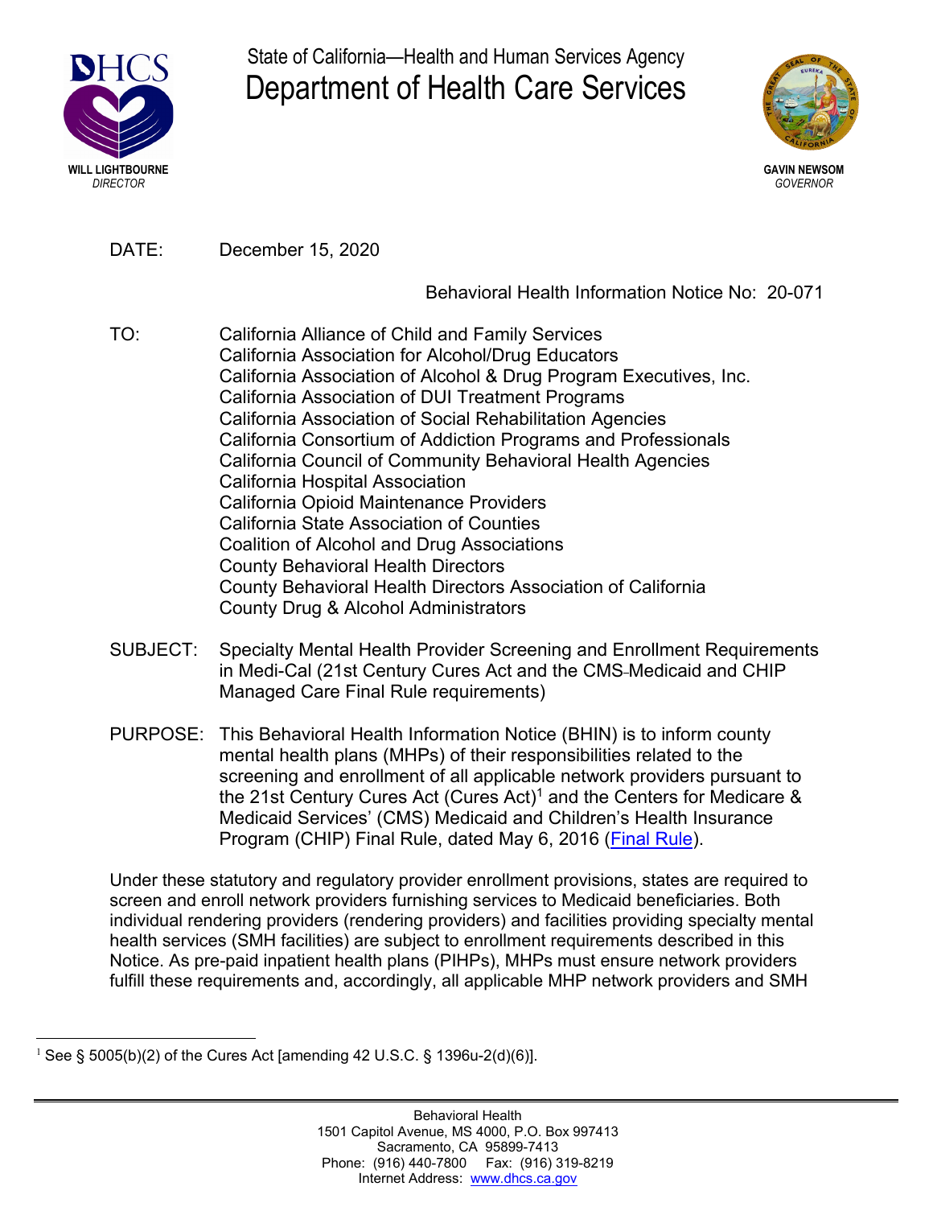State of California—Health and Human Services Agency

# Department of Health Care Services

WILL LIGHTBOURNE
*DIRECTOR*

GAVIN NEWSOM
*GOVERNOR*

DATE: December 15, 2020

Behavioral Health Information Notice No: 20-071

TO:
California Alliance of Child and Family Services
California Association for Alcohol/Drug Educators
California Association of Alcohol & Drug Program Executives, Inc.
California Association of DUI Treatment Programs
California Association of Social Rehabilitation Agencies
California Consortium of Addiction Programs and Professionals
California Council of Community Behavioral Health Agencies
California Hospital Association
California Opioid Maintenance Providers
California State Association of Counties
Coalition of Alcohol and Drug Associations
County Behavioral Health Directors
County Behavioral Health Directors Association of California
County Drug & Alcohol Administrators

SUBJECT: Specialty Mental Health Provider Screening and Enrollment Requirements in Medi-Cal (21st Century Cures Act and the CMS-Medicaid and CHIP Managed Care Final Rule requirements)

PURPOSE: This Behavioral Health Information Notice (BHIN) is to inform county mental health plans (MHPs) of their responsibilities related to the screening and enrollment of all applicable network providers pursuant to the 21st Century Cures Act (Cures Act)[1] and the Centers for Medicare & Medicaid Services' (CMS) Medicaid and Children's Health Insurance Program (CHIP) Final Rule, dated May 6, 2016 (Final Rule).

Under these statutory and regulatory provider enrollment provisions, states are required to screen and enroll network providers furnishing services to Medicaid beneficiaries. Both individual rendering providers (rendering providers) and facilities providing specialty mental health services (SMH facilities) are subject to enrollment requirements described in this Notice. As pre-paid inpatient health plans (PIHPs), MHPs must ensure network providers fulfill these requirements and, accordingly, all applicable MHP network providers and SMH

[1] See § 5005(b)(2) of the Cures Act [amending 42 U.S.C. § 1396u-2(d)(6)].

Behavioral Health
1501 Capitol Avenue, MS 4000, P.O. Box 997413
Sacramento, CA 95899-7413
Phone: (916) 440-7800 Fax: (916) 319-8219
Internet Address: www.dhcs.ca.gov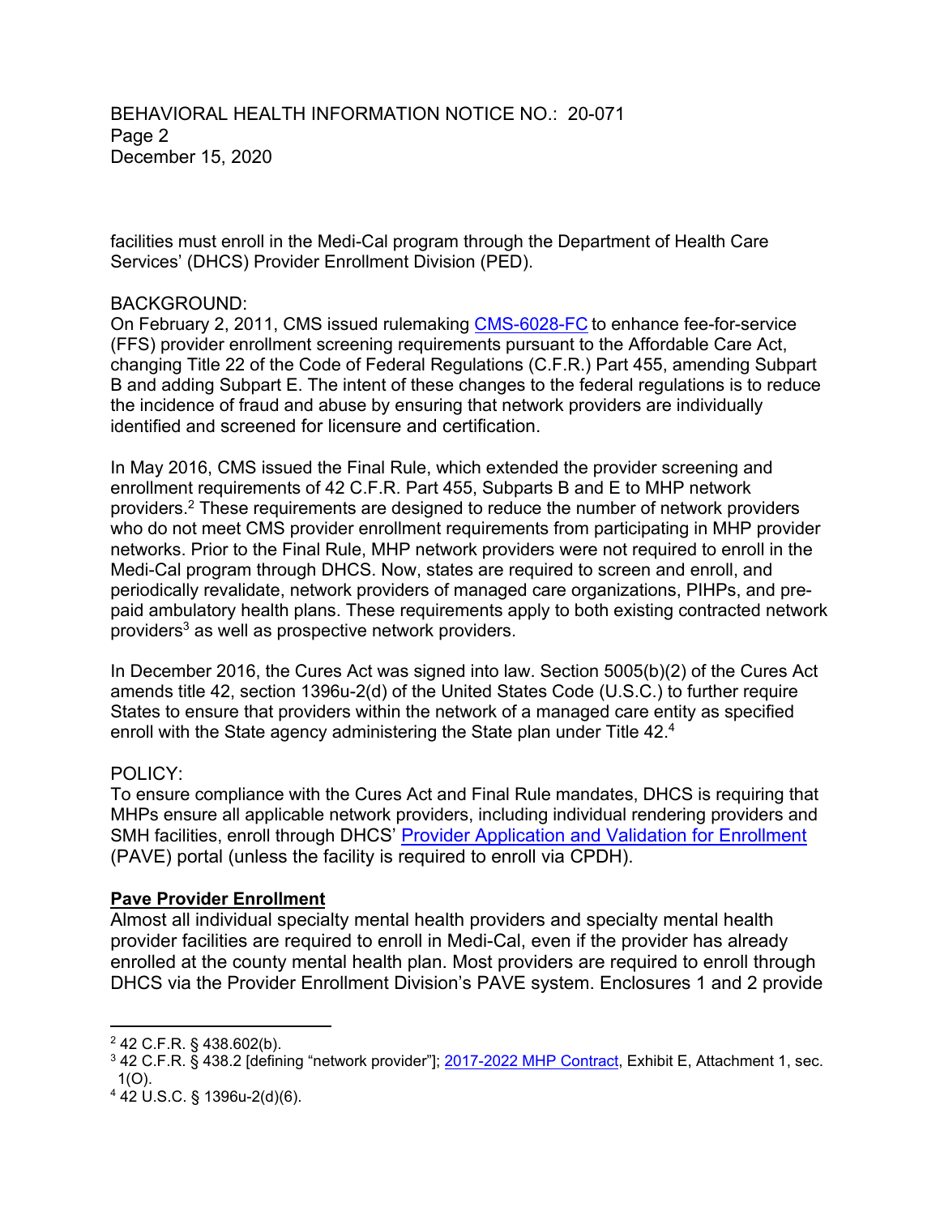facilities must enroll in the Medi-Cal program through the Department of Health Care Services' (DHCS) Provider Enrollment Division (PED).

BACKGROUND:
On February 2, 2011, CMS issued rulemaking [CMS-6028-FC](CMS-6028-FC) to enhance fee-for-service (FFS) provider enrollment screening requirements pursuant to the Affordable Care Act, changing Title 22 of the Code of Federal Regulations (C.F.R.) Part 455, amending Subpart B and adding Subpart E. The intent of these changes to the federal regulations is to reduce the incidence of fraud and abuse by ensuring that network providers are individually identified and screened for licensure and certification.

In May 2016, CMS issued the Final Rule, which extended the provider screening and enrollment requirements of 42 C.F.R. Part 455, Subparts B and E to MHP network providers.[2] These requirements are designed to reduce the number of network providers who do not meet CMS provider enrollment requirements from participating in MHP provider networks. Prior to the Final Rule, MHP network providers were not required to enroll in the Medi-Cal program through DHCS. Now, states are required to screen and enroll, and periodically revalidate, network providers of managed care organizations, PIHPs, and pre-paid ambulatory health plans. These requirements apply to both existing contracted network providers[3] as well as prospective network providers.

In December 2016, the Cures Act was signed into law. Section 5005(b)(2) of the Cures Act amends title 42, section 1396u-2(d) of the United States Code (U.S.C.) to further require States to ensure that providers within the network of a managed care entity as specified enroll with the State agency administering the State plan under Title 42.[4]

POLICY:
To ensure compliance with the Cures Act and Final Rule mandates, DHCS is requiring that MHPs ensure all applicable network providers, including individual rendering providers and SMH facilities, enroll through DHCS' Provider Application and Validation for Enrollment (PAVE) portal (unless the facility is required to enroll via CPDH).

**Pave Provider Enrollment**

Almost all individual specialty mental health providers and specialty mental health provider facilities are required to enroll in Medi-Cal, even if the provider has already enrolled at the county mental health plan. Most providers are required to enroll through DHCS via the Provider Enrollment Division's PAVE system. Enclosures 1 and 2 provide

---

[2] 42 C.F.R. § 438.602(b).

[3] 42 C.F.R. § 438.2 [defining "network provider"]; 2017-2022 MHP Contract, Exhibit E, Attachment 1, sec. 1(O).

[4] 42 U.S.C. § 1396u-2(d)(6).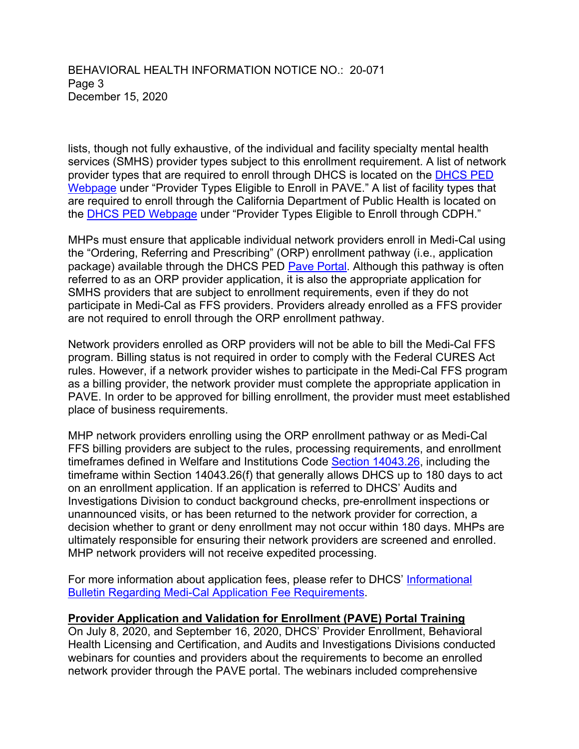lists, though not fully exhaustive, of the individual and facility specialty mental health services (SMHS) provider types subject to this enrollment requirement. A list of network provider types that are required to enroll through DHCS is located on the [DHCS PED Webpage] under "Provider Types Eligible to Enroll in PAVE." A list of facility types that are required to enroll through the California Department of Public Health is located on the [DHCS PED Webpage] under "Provider Types Eligible to Enroll through CDPH."

MHPs must ensure that applicable individual network providers enroll in Medi-Cal using the "Ordering, Referring and Prescribing" (ORP) enrollment pathway (i.e., application package) available through the DHCS PED [Pave Portal]. Although this pathway is often referred to as an ORP provider application, it is also the appropriate application for SMHS providers that are subject to enrollment requirements, even if they do not participate in Medi-Cal as FFS providers. Providers already enrolled as a FFS provider are not required to enroll through the ORP enrollment pathway.

Network providers enrolled as ORP providers will not be able to bill the Medi-Cal FFS program. Billing status is not required in order to comply with the Federal CURES Act rules. However, if a network provider wishes to participate in the Medi-Cal FFS program as a billing provider, the network provider must complete the appropriate application in PAVE. In order to be approved for billing enrollment, the provider must meet established place of business requirements.

MHP network providers enrolling using the ORP enrollment pathway or as Medi-Cal FFS billing providers are subject to the rules, processing requirements, and enrollment timeframes defined in Welfare and Institutions Code [Section 14043.26], including the timeframe within Section 14043.26(f) that generally allows DHCS up to 180 days to act on an enrollment application. If an application is referred to DHCS' Audits and Investigations Division to conduct background checks, pre-enrollment inspections or unannounced visits, or has been returned to the network provider for correction, a decision whether to grant or deny enrollment may not occur within 180 days. MHPs are ultimately responsible for ensuring their network providers are screened and enrolled. MHP network providers will not receive expedited processing.

For more information about application fees, please refer to DHCS' [Informational Bulletin Regarding Medi-Cal Application Fee Requirements].

**Provider Application and Validation for Enrollment (PAVE) Portal Training**

On July 8, 2020, and September 16, 2020, DHCS' Provider Enrollment, Behavioral Health Licensing and Certification, and Audits and Investigations Divisions conducted webinars for counties and providers about the requirements to become an enrolled network provider through the PAVE portal. The webinars included comprehensive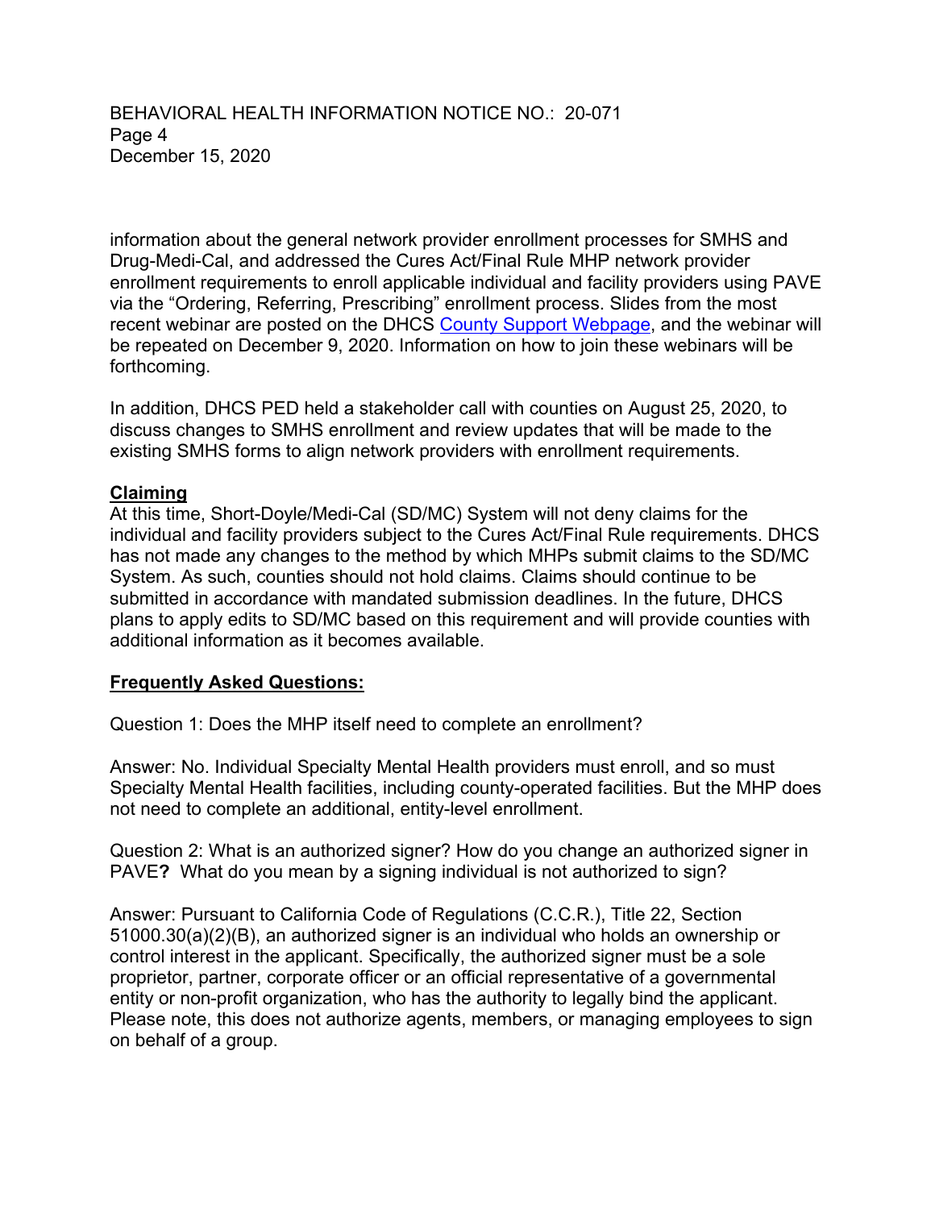information about the general network provider enrollment processes for SMHS and Drug-Medi-Cal, and addressed the Cures Act/Final Rule MHP network provider enrollment requirements to enroll applicable individual and facility providers using PAVE via the "Ordering, Referring, Prescribing" enrollment process. Slides from the most recent webinar are posted on the DHCS [County Support Webpage](), and the webinar will be repeated on December 9, 2020. Information on how to join these webinars will be forthcoming.

In addition, DHCS PED held a stakeholder call with counties on August 25, 2020, to discuss changes to SMHS enrollment and review updates that will be made to the existing SMHS forms to align network providers with enrollment requirements.

**Claiming**

At this time, Short-Doyle/Medi-Cal (SD/MC) System will not deny claims for the individual and facility providers subject to the Cures Act/Final Rule requirements. DHCS has not made any changes to the method by which MHPs submit claims to the SD/MC System. As such, counties should not hold claims. Claims should continue to be submitted in accordance with mandated submission deadlines. In the future, DHCS plans to apply edits to SD/MC based on this requirement and will provide counties with additional information as it becomes available.

**Frequently Asked Questions:**

Question 1: Does the MHP itself need to complete an enrollment?

Answer: No. Individual Specialty Mental Health providers must enroll, and so must Specialty Mental Health facilities, including county-operated facilities. But the MHP does not need to complete an additional, entity-level enrollment.

Question 2: What is an authorized signer? How do you change an authorized signer in PAVE**?** What do you mean by a signing individual is not authorized to sign?

Answer: Pursuant to California Code of Regulations (C.C.R.), Title 22, Section 51000.30(a)(2)(B), an authorized signer is an individual who holds an ownership or control interest in the applicant. Specifically, the authorized signer must be a sole proprietor, partner, corporate officer or an official representative of a governmental entity or non-profit organization, who has the authority to legally bind the applicant. Please note, this does not authorize agents, members, or managing employees to sign on behalf of a group.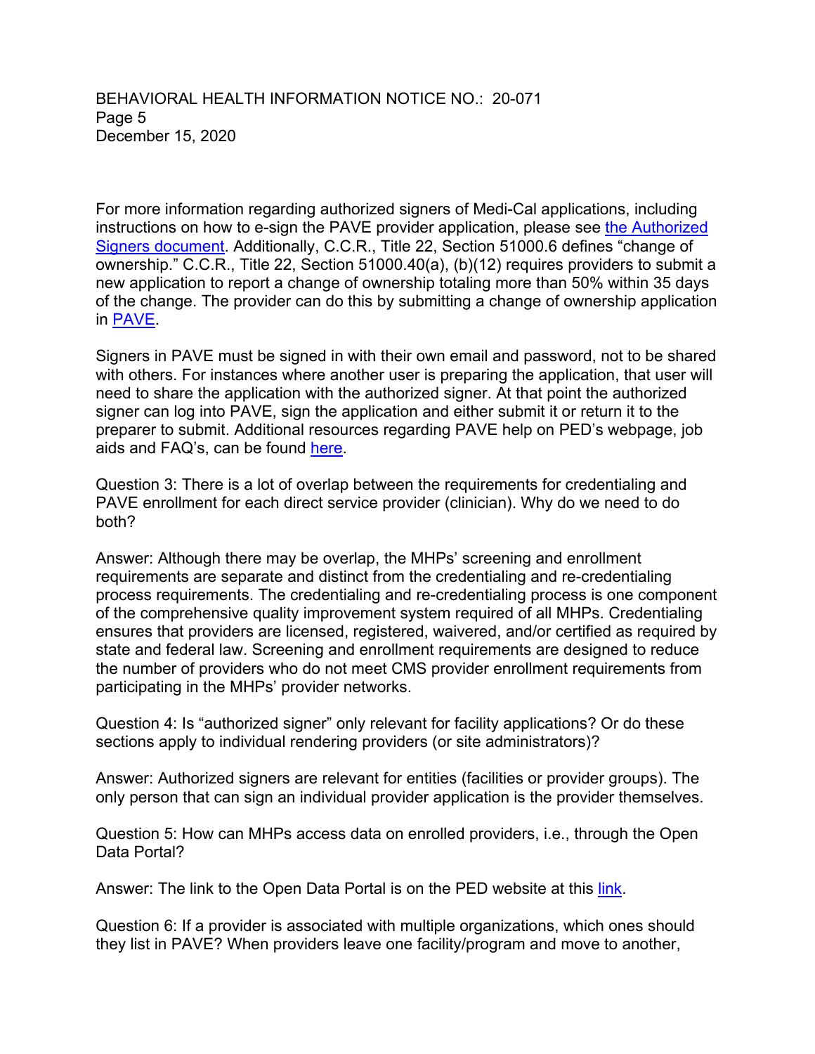For more information regarding authorized signers of Medi-Cal applications, including instructions on how to e-sign the PAVE provider application, please see the Authorized Signers document. Additionally, C.C.R., Title 22, Section 51000.6 defines "change of ownership." C.C.R., Title 22, Section 51000.40(a), (b)(12) requires providers to submit a new application to report a change of ownership totaling more than 50% within 35 days of the change. The provider can do this by submitting a change of ownership application in PAVE.

Signers in PAVE must be signed in with their own email and password, not to be shared with others. For instances where another user is preparing the application, that user will need to share the application with the authorized signer. At that point the authorized signer can log into PAVE, sign the application and either submit it or return it to the preparer to submit. Additional resources regarding PAVE help on PED's webpage, job aids and FAQ's, can be found here.

Question 3: There is a lot of overlap between the requirements for credentialing and PAVE enrollment for each direct service provider (clinician). Why do we need to do both?

Answer: Although there may be overlap, the MHPs' screening and enrollment requirements are separate and distinct from the credentialing and re-credentialing process requirements. The credentialing and re-credentialing process is one component of the comprehensive quality improvement system required of all MHPs. Credentialing ensures that providers are licensed, registered, waivered, and/or certified as required by state and federal law. Screening and enrollment requirements are designed to reduce the number of providers who do not meet CMS provider enrollment requirements from participating in the MHPs' provider networks.

Question 4: Is "authorized signer" only relevant for facility applications? Or do these sections apply to individual rendering providers (or site administrators)?

Answer: Authorized signers are relevant for entities (facilities or provider groups). The only person that can sign an individual provider application is the provider themselves.

Question 5: How can MHPs access data on enrolled providers, i.e., through the Open Data Portal?

Answer: The link to the Open Data Portal is on the PED website at this link.

Question 6: If a provider is associated with multiple organizations, which ones should they list in PAVE? When providers leave one facility/program and move to another,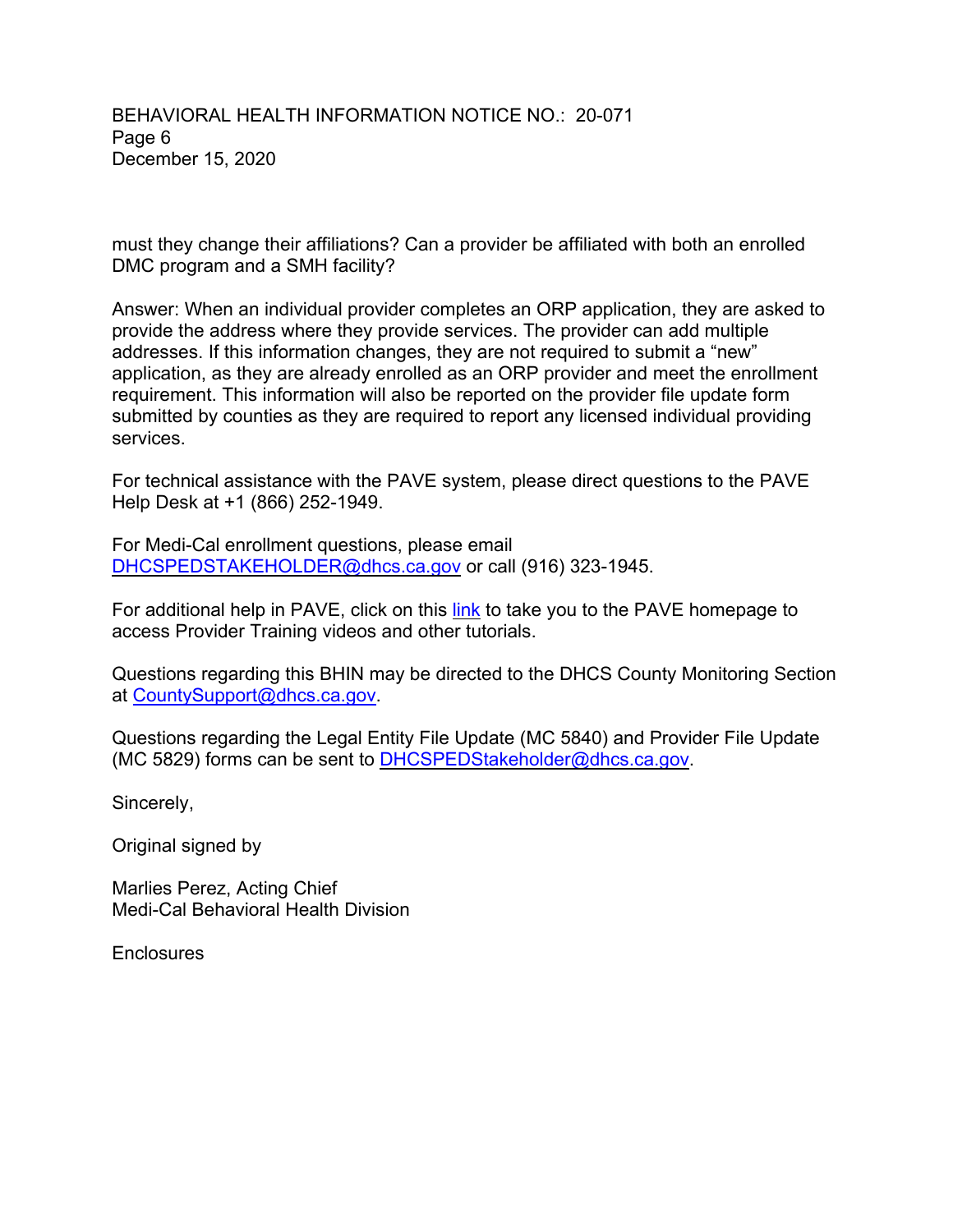must they change their affiliations? Can a provider be affiliated with both an enrolled DMC program and a SMH facility?

Answer: When an individual provider completes an ORP application, they are asked to provide the address where they provide services. The provider can add multiple addresses. If this information changes, they are not required to submit a "new" application, as they are already enrolled as an ORP provider and meet the enrollment requirement. This information will also be reported on the provider file update form submitted by counties as they are required to report any licensed individual providing services.

For technical assistance with the PAVE system, please direct questions to the PAVE Help Desk at +1 (866) 252-1949.

For Medi-Cal enrollment questions, please email DHCSPEDSTAKEHOLDER@dhcs.ca.gov or call (916) 323-1945.

For additional help in PAVE, click on this link to take you to the PAVE homepage to access Provider Training videos and other tutorials.

Questions regarding this BHIN may be directed to the DHCS County Monitoring Section at CountySupport@dhcs.ca.gov.

Questions regarding the Legal Entity File Update (MC 5840) and Provider File Update (MC 5829) forms can be sent to DHCSPEDStakeholder@dhcs.ca.gov.

Sincerely,

Original signed by

Marlies Perez, Acting Chief
Medi-Cal Behavioral Health Division

Enclosures